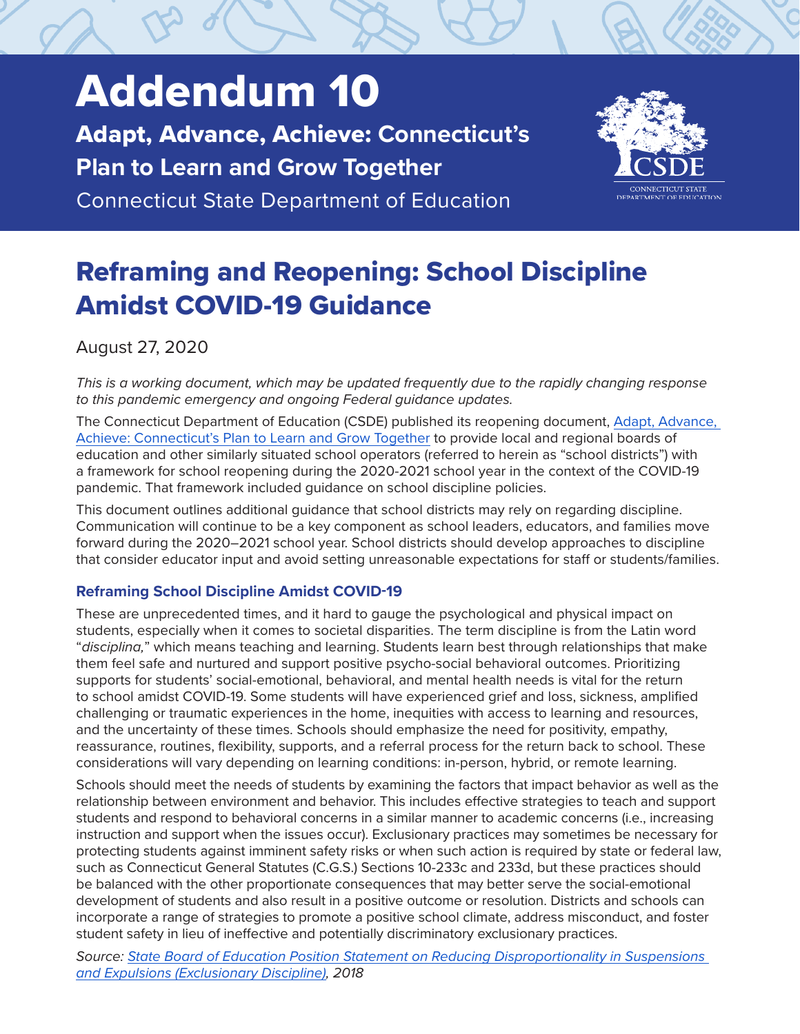# Addendum 10

## Adapt, Advance, Achieve: Connecticut's Plan to Learn and Grow Together

Connecticut State Department of Education

# Reframing and Reopening: School Discipline Amidst COVID-19 Guidance

August 27, 2020

*This is a working document, which may be updated frequently due to the rapidly changing response to this pandemic emergency and ongoing Federal guidance updates.*

The Connecticut Department of Education (CSDE) published its reopening document, Adapt, Advance, Achieve: Connecticut's Plan to Learn and Grow Together to provide local and regional boards of education and other similarly situated school operators (referred to herein as "school districts") with a framework for school reopening during the 2020-2021 school year in the context of the COVID-19 pandemic. That framework included guidance on school discipline policies.

This document outlines additional guidance that school districts may rely on regarding discipline. Communication will continue to be a key component as school leaders, educators, and families move forward during the 2020–2021 school year. School districts should develop approaches to discipline that consider educator input and avoid setting unreasonable expectations for staff or students/families.

### Reframing School Discipline Amidst COVID-19

These are unprecedented times, and it hard to gauge the psychological and physical impact on students, especially when it comes to societal disparities. The term discipline is from the Latin word "*disciplina,*" which means teaching and learning. Students learn best through relationships that make them feel safe and nurtured and support positive psycho-social behavioral outcomes. Prioritizing supports for students' social-emotional, behavioral, and mental health needs is vital for the return to school amidst COVID-19. Some students will have experienced grief and loss, sickness, amplified challenging or traumatic experiences in the home, inequities with access to learning and resources, and the uncertainty of these times. Schools should emphasize the need for positivity, empathy, reassurance, routines, flexibility, supports, and a referral process for the return back to school. These considerations will vary depending on learning conditions: in-person, hybrid, or remote learning.

Schools should meet the needs of students by examining the factors that impact behavior as well as the relationship between environment and behavior. This includes effective strategies to teach and support students and respond to behavioral concerns in a similar manner to academic concerns (i.e., increasing instruction and support when the issues occur). Exclusionary practices may sometimes be necessary for protecting students against imminent safety risks or when such action is required by state or federal law, such as Connecticut General Statutes (C.G.S.) Sections 10-233c and 233d, but these practices should be balanced with the other proportionate consequences that may better serve the social-emotional development of students and also result in a positive outcome or resolution. Districts and schools can incorporate a range of strategies to promote a positive school climate, address misconduct, and foster student safety in lieu of ineffective and potentially discriminatory exclusionary practices.

*Source: State Board of Education Position Statement on Reducing Disproportionality in Suspensions and Expulsions (Exclusionary Discipline), 2018*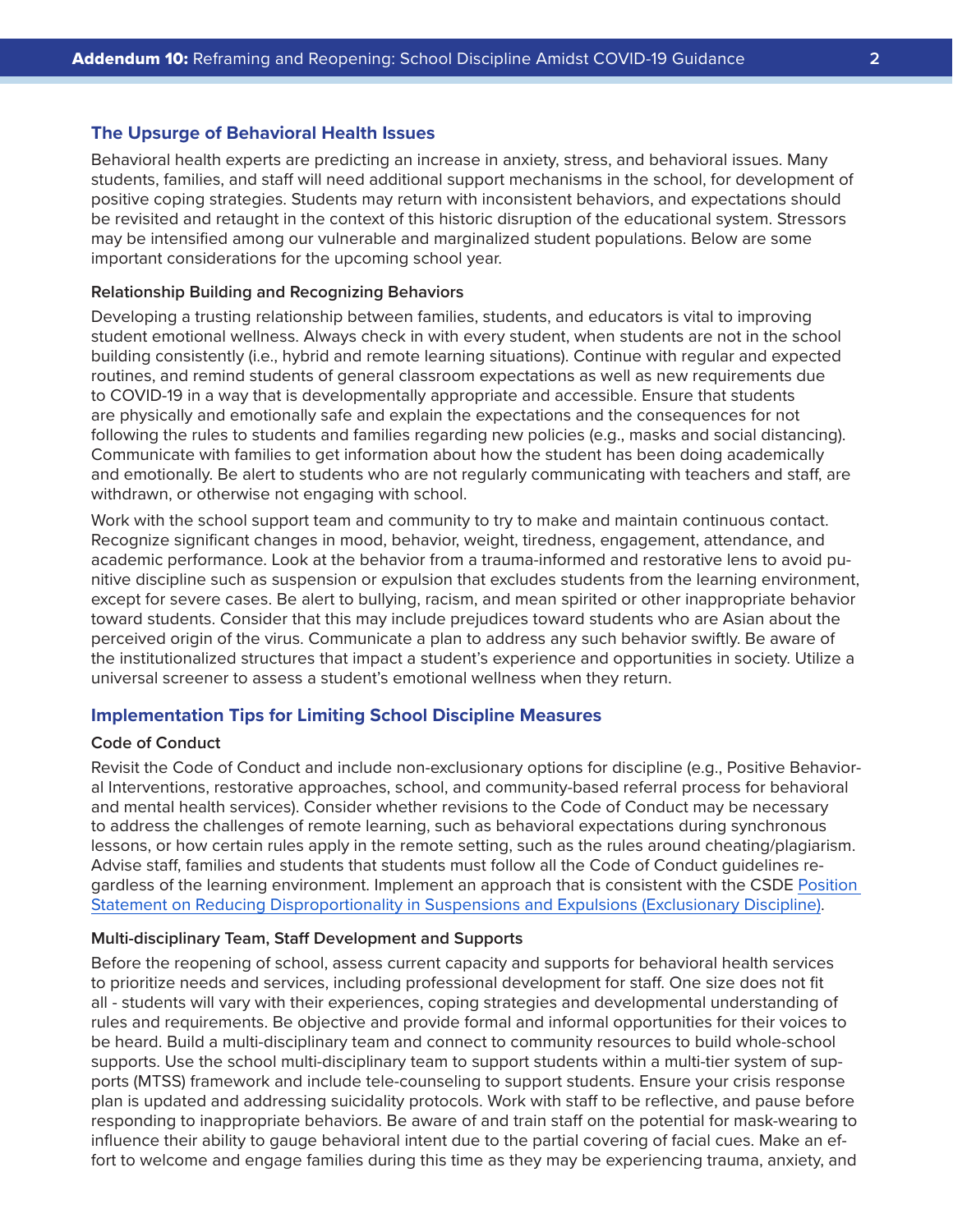## The Upsurge of Behavioral Health Issues

Behavioral health experts are predicting an increase in anxiety, stress, and behavioral issues. Many students, families, and staff will need additional support mechanisms in the school, for development of positive coping strategies. Students may return with inconsistent behaviors, and expectations should be revisited and retaught in the context of this historic disruption of the educational system. Stressors may be intensified among our vulnerable and marginalized student populations. Below are some important considerations for the upcoming school year.

### Relationship Building and Recognizing Behaviors

Developing a trusting relationship between families, students, and educators is vital to improving student emotional wellness. Always check in with every student, when students are not in the school building consistently (i.e., hybrid and remote learning situations). Continue with regular and expected routines, and remind students of general classroom expectations as well as new requirements due to COVID-19 in a way that is developmentally appropriate and accessible. Ensure that students are physically and emotionally safe and explain the expectations and the consequences for not following the rules to students and families regarding new policies (e.g., masks and social distancing). Communicate with families to get information about how the student has been doing academically and emotionally. Be alert to students who are not regularly communicating with teachers and staff, are withdrawn, or otherwise not engaging with school.

Work with the school support team and community to try to make and maintain continuous contact. Recognize significant changes in mood, behavior, weight, tiredness, engagement, attendance, and academic performance. Look at the behavior from a trauma-informed and restorative lens to avoid punitive discipline such as suspension or expulsion that excludes students from the learning environment, except for severe cases. Be alert to bullying, racism, and mean spirited or other inappropriate behavior toward students. Consider that this may include prejudices toward students who are Asian about the perceived origin of the virus. Communicate a plan to address any such behavior swiftly. Be aware of the institutionalized structures that impact a student's experience and opportunities in society. Utilize a universal screener to assess a student's emotional wellness when they return.

## Implementation Tips for Limiting School Discipline Measures

### Code of Conduct

Revisit the Code of Conduct and include non-exclusionary options for discipline (e.g., Positive Behavioral Interventions, restorative approaches, school, and community-based referral process for behavioral and mental health services). Consider whether revisions to the Code of Conduct may be necessary to address the challenges of remote learning, such as behavioral expectations during synchronous lessons, or how certain rules apply in the remote setting, such as the rules around cheating/plagiarism. Advise staff, families and students that students must follow all the Code of Conduct guidelines regardless of the learning environment. Implement an approach that is consistent with the CSDE Position Statement on Reducing Disproportionality in Suspensions and Expulsions (Exclusionary Discipline).

### Multi-disciplinary Team, Staff Development and Supports

Before the reopening of school, assess current capacity and supports for behavioral health services to prioritize needs and services, including professional development for staff. One size does not fit all - students will vary with their experiences, coping strategies and developmental understanding of rules and requirements. Be objective and provide formal and informal opportunities for their voices to be heard. Build a multi-disciplinary team and connect to community resources to build whole-school supports. Use the school multi-disciplinary team to support students within a multi-tier system of supports (MTSS) framework and include tele-counseling to support students. Ensure your crisis response plan is updated and addressing suicidality protocols. Work with staff to be reflective, and pause before responding to inappropriate behaviors. Be aware of and train staff on the potential for mask-wearing to influence their ability to gauge behavioral intent due to the partial covering of facial cues. Make an effort to welcome and engage families during this time as they may be experiencing trauma, anxiety, and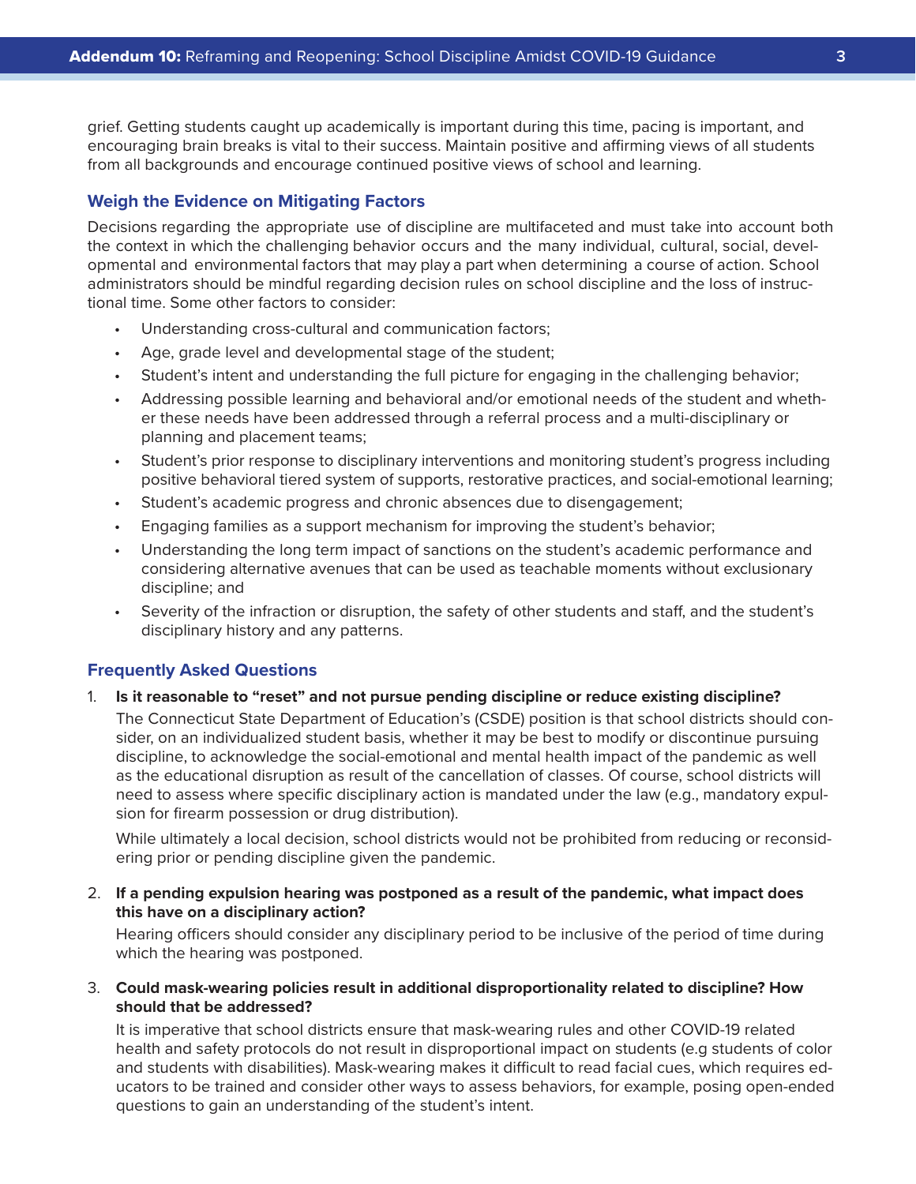grief. Getting students caught up academically is important during this time, pacing is important, and encouraging brain breaks is vital to their success. Maintain positive and affirming views of all students from all backgrounds and encourage continued positive views of school and learning.

### Weigh the Evidence on Mitigating Factors

Decisions regarding the appropriate use of discipline are multifaceted and must take into account both the context in which the challenging behavior occurs and the many individual, cultural, social, developmental and environmental factors that may play a part when determining a course of action. School administrators should be mindful regarding decision rules on school discipline and the loss of instructional time. Some other factors to consider:

- Understanding cross-cultural and communication factors;
- Age, grade level and developmental stage of the student;
- Student's intent and understanding the full picture for engaging in the challenging behavior;
- Addressing possible learning and behavioral and/or emotional needs of the student and whether these needs have been addressed through a referral process and a multi-disciplinary or planning and placement teams;
- Student's prior response to disciplinary interventions and monitoring student's progress including positive behavioral tiered system of supports, restorative practices, and social-emotional learning;
- Student's academic progress and chronic absences due to disengagement;
- Engaging families as a support mechanism for improving the student's behavior;
- Understanding the long term impact of sanctions on the student's academic performance and considering alternative avenues that can be used as teachable moments without exclusionary discipline; and
- Severity of the infraction or disruption, the safety of other students and staff, and the student's disciplinary history and any patterns.

### Frequently Asked Questions

1. **Is it reasonable to "reset" and not pursue pending discipline or reduce existing discipline?**

   The Connecticut State Department of Education's (CSDE) position is that school districts should consider, on an individualized student basis, whether it may be best to modify or discontinue pursuing discipline, to acknowledge the social-emotional and mental health impact of the pandemic as well as the educational disruption as result of the cancellation of classes. Of course, school districts will need to assess where specific disciplinary action is mandated under the law (e.g., mandatory expulsion for firearm possession or drug distribution).

   While ultimately a local decision, school districts would not be prohibited from reducing or reconsidering prior or pending discipline given the pandemic.

2. **If a pending expulsion hearing was postponed as a result of the pandemic, what impact does this have on a disciplinary action?**

   Hearing officers should consider any disciplinary period to be inclusive of the period of time during which the hearing was postponed.

3. **Could mask-wearing policies result in additional disproportionality related to discipline? How should that be addressed?**

   It is imperative that school districts ensure that mask-wearing rules and other COVID-19 related health and safety protocols do not result in disproportional impact on students (e.g students of color and students with disabilities). Mask-wearing makes it difficult to read facial cues, which requires educators to be trained and consider other ways to assess behaviors, for example, posing open-ended questions to gain an understanding of the student's intent.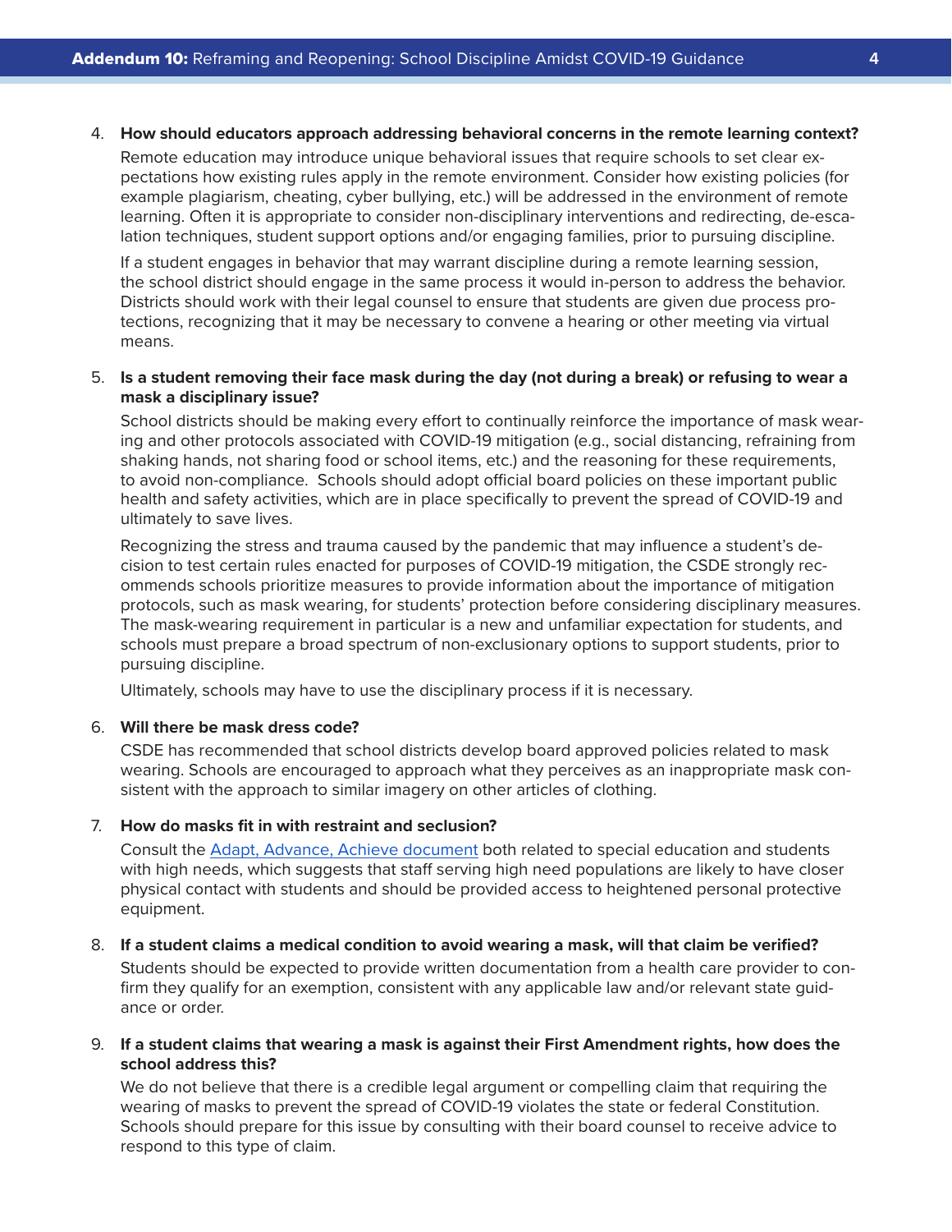4. **How should educators approach addressing behavioral concerns in the remote learning context?**

   Remote education may introduce unique behavioral issues that require schools to set clear expectations how existing rules apply in the remote environment. Consider how existing policies (for example plagiarism, cheating, cyber bullying, etc.) will be addressed in the environment of remote learning. Often it is appropriate to consider non-disciplinary interventions and redirecting, de-escalation techniques, student support options and/or engaging families, prior to pursuing discipline.

   If a student engages in behavior that may warrant discipline during a remote learning session, the school district should engage in the same process it would in-person to address the behavior. Districts should work with their legal counsel to ensure that students are given due process protections, recognizing that it may be necessary to convene a hearing or other meeting via virtual means.

5. **Is a student removing their face mask during the day (not during a break) or refusing to wear a mask a disciplinary issue?**

   School districts should be making every effort to continually reinforce the importance of mask wearing and other protocols associated with COVID-19 mitigation (e.g., social distancing, refraining from shaking hands, not sharing food or school items, etc.) and the reasoning for these requirements, to avoid non-compliance. Schools should adopt official board policies on these important public health and safety activities, which are in place specifically to prevent the spread of COVID-19 and ultimately to save lives.

   Recognizing the stress and trauma caused by the pandemic that may influence a student's decision to test certain rules enacted for purposes of COVID-19 mitigation, the CSDE strongly recommends schools prioritize measures to provide information about the importance of mitigation protocols, such as mask wearing, for students' protection before considering disciplinary measures. The mask-wearing requirement in particular is a new and unfamiliar expectation for students, and schools must prepare a broad spectrum of non-exclusionary options to support students, prior to pursuing discipline.

   Ultimately, schools may have to use the disciplinary process if it is necessary.

6. **Will there be mask dress code?**

   CSDE has recommended that school districts develop board approved policies related to mask wearing. Schools are encouraged to approach what they perceives as an inappropriate mask consistent with the approach to similar imagery on other articles of clothing.

7. **How do masks fit in with restraint and seclusion?**

   Consult the [Adapt, Advance, Achieve document] both related to special education and students with high needs, which suggests that staff serving high need populations are likely to have closer physical contact with students and should be provided access to heightened personal protective equipment.

8. **If a student claims a medical condition to avoid wearing a mask, will that claim be verified?**

   Students should be expected to provide written documentation from a health care provider to confirm they qualify for an exemption, consistent with any applicable law and/or relevant state guidance or order.

9. **If a student claims that wearing a mask is against their First Amendment rights, how does the school address this?**

   We do not believe that there is a credible legal argument or compelling claim that requiring the wearing of masks to prevent the spread of COVID-19 violates the state or federal Constitution. Schools should prepare for this issue by consulting with their board counsel to receive advice to respond to this type of claim.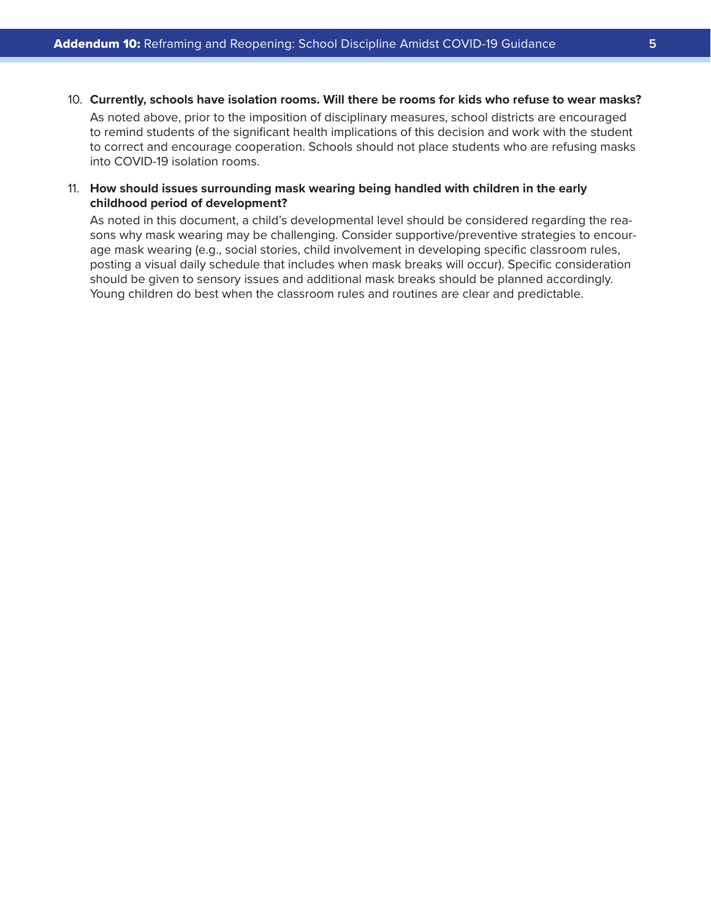10. **Currently, schools have isolation rooms. Will there be rooms for kids who refuse to wear masks?**

    As noted above, prior to the imposition of disciplinary measures, school districts are encouraged to remind students of the significant health implications of this decision and work with the student to correct and encourage cooperation. Schools should not place students who are refusing masks into COVID-19 isolation rooms.

11. **How should issues surrounding mask wearing being handled with children in the early childhood period of development?**

    As noted in this document, a child's developmental level should be considered regarding the reasons why mask wearing may be challenging. Consider supportive/preventive strategies to encourage mask wearing (e.g., social stories, child involvement in developing specific classroom rules, posting a visual daily schedule that includes when mask breaks will occur). Specific consideration should be given to sensory issues and additional mask breaks should be planned accordingly. Young children do best when the classroom rules and routines are clear and predictable.